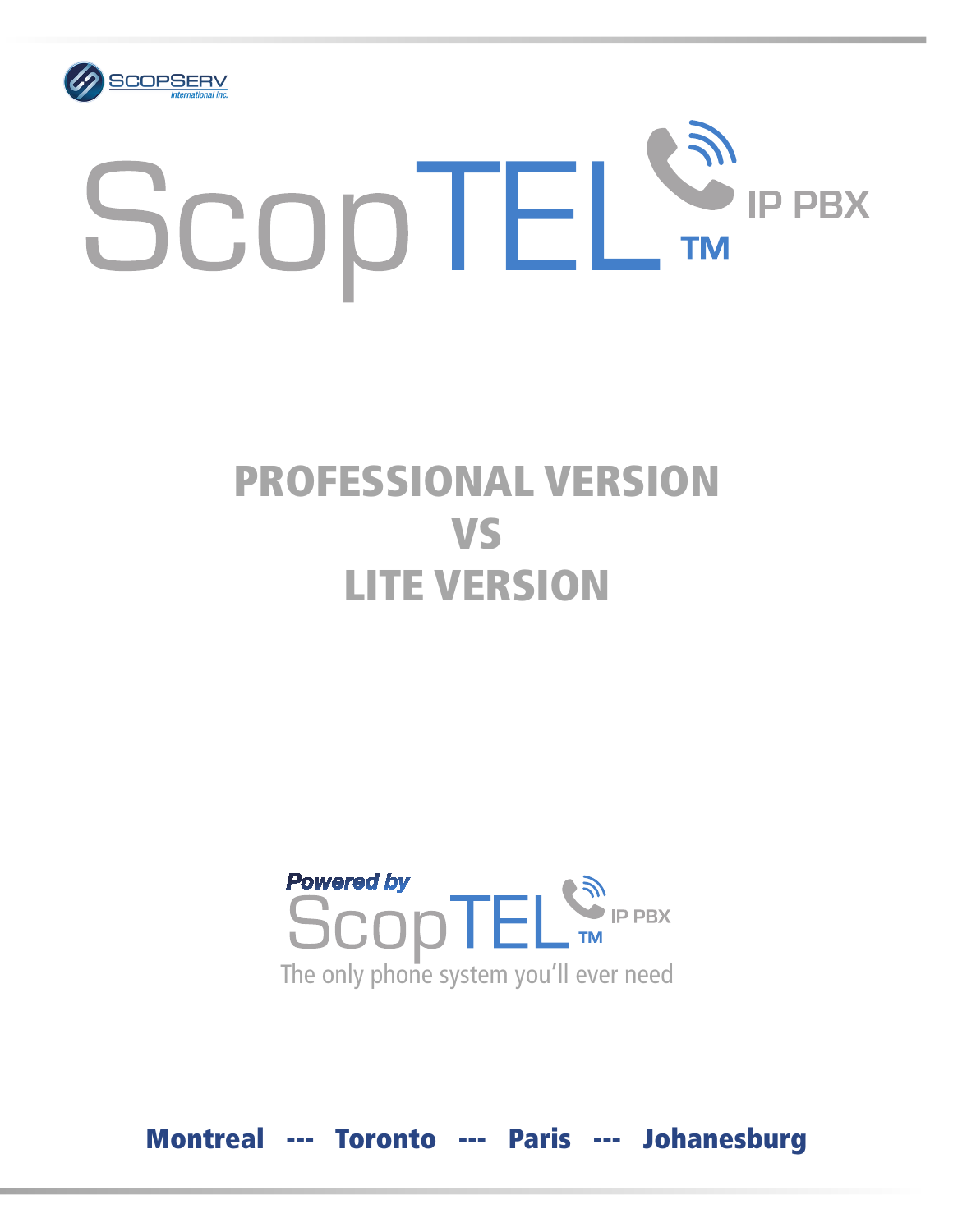SCOPSERV International Inc.

# ScopTEL™ IP PBX

## PROFESSIONAL VERSION VS LITE VERSION

Powered by ScopTEL™ IP PBX

The only phone system you'll ever need

**Montreal --- Toronto --- Paris --- Johanesburg**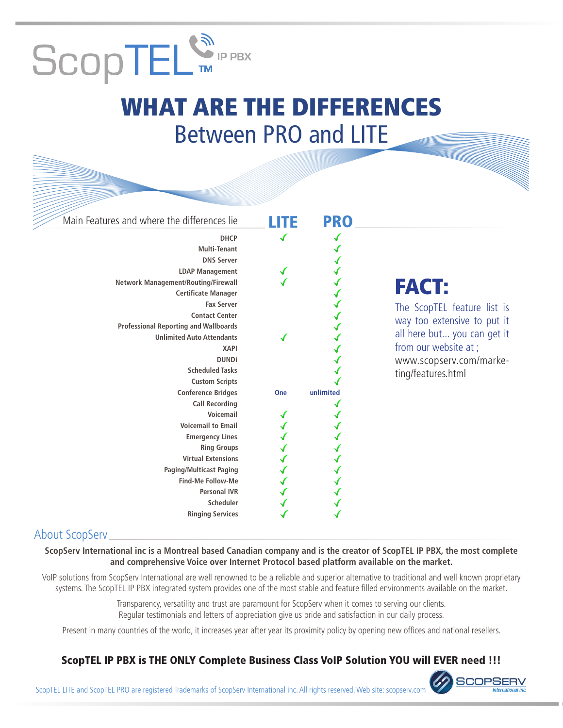ScopTEL™ IP PBX

# WHAT ARE THE DIFFERENCES

## Between PRO and LITE

| Main Features and where the differences lie | LITE | PRO |
|---|---|---|
| DHCP | ✓ | ✓ |
| Multi-Tenant | | ✓ |
| DNS Server | | ✓ |
| LDAP Management | ✓ | ✓ |
| Network Management/Routing/Firewall | ✓ | ✓ |
| Certificate Manager | | ✓ |
| Fax Server | | ✓ |
| Contact Center | | ✓ |
| Professional Reporting and Wallboards | | ✓ |
| Unlimited Auto Attendants | ✓ | ✓ |
| XAPI | | ✓ |
| DUNDi | | ✓ |
| Scheduled Tasks | | ✓ |
| Custom Scripts | | ✓ |
| Conference Bridges | One | unlimited |
| Call Recording | | ✓ |
| Voicemail | ✓ | ✓ |
| Voicemail to Email | ✓ | ✓ |
| Emergency Lines | ✓ | ✓ |
| Ring Groups | ✓ | ✓ |
| Virtual Extensions | ✓ | ✓ |
| Paging/Multicast Paging | ✓ | ✓ |
| Find-Me Follow-Me | ✓ | ✓ |
| Personal IVR | ✓ | ✓ |
| Scheduler | ✓ | ✓ |
| Ringing Services | ✓ | ✓ |

## FACT:

The ScopTEL feature list is way too extensive to put it all here but... you can get it from our website at ; www.scopserv.com/marketing/features.html

## About ScopServ

**ScopServ International inc is a Montreal based Canadian company and is the creator of ScopTEL IP PBX, the most complete and comprehensive Voice over Internet Protocol based platform available on the market.**

VoIP solutions from ScopServ International are well renowned to be a reliable and superior alternative to traditional and well known proprietary systems. The ScopTEL IP PBX integrated system provides one of the most stable and feature filled environments available on the market.

Transparency, versatility and trust are paramount for ScopServ when it comes to serving our clients. Regular testimonials and letters of appreciation give us pride and satisfaction in our daily process.

Present in many countries of the world, it increases year after year its proximity policy by opening new offices and national resellers.

**ScopTEL IP PBX is THE ONLY Complete Business Class VoIP Solution YOU will EVER need !!!**

ScopTEL LITE and ScopTEL PRO are registered Trademarks of ScopServ International inc. All rights reserved. Web site: scopserv.com

SCOPSERV International inc.